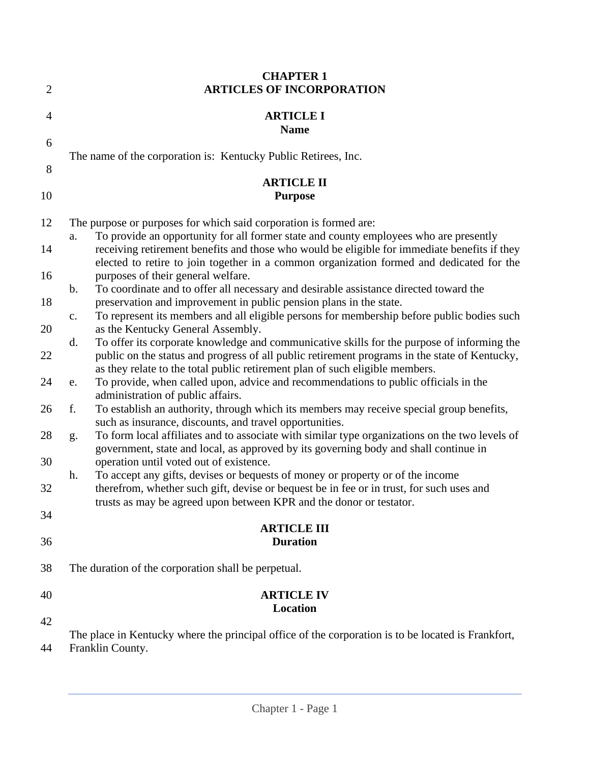# CHAPTER 1
# ARTICLES OF INCORPORATION

## ARTICLE I
## Name

The name of the corporation is: Kentucky Public Retirees, Inc.

## ARTICLE II
## Purpose

The purpose or purposes for which said corporation is formed are:

a. To provide an opportunity for all former state and county employees who are presently receiving retirement benefits and those who would be eligible for immediate benefits if they elected to retire to join together in a common organization formed and dedicated for the purposes of their general welfare.
b. To coordinate and to offer all necessary and desirable assistance directed toward the preservation and improvement in public pension plans in the state.
c. To represent its members and all eligible persons for membership before public bodies such as the Kentucky General Assembly.
d. To offer its corporate knowledge and communicative skills for the purpose of informing the public on the status and progress of all public retirement programs in the state of Kentucky, as they relate to the total public retirement plan of such eligible members.
e. To provide, when called upon, advice and recommendations to public officials in the administration of public affairs.
f. To establish an authority, through which its members may receive special group benefits, such as insurance, discounts, and travel opportunities.
g. To form local affiliates and to associate with similar type organizations on the two levels of government, state and local, as approved by its governing body and shall continue in operation until voted out of existence.
h. To accept any gifts, devises or bequests of money or property or of the income therefrom, whether such gift, devise or bequest be in fee or in trust, for such uses and trusts as may be agreed upon between KPR and the donor or testator.

## ARTICLE III
## Duration

The duration of the corporation shall be perpetual.

## ARTICLE IV
## Location

The place in Kentucky where the principal office of the corporation is to be located is Frankfort, Franklin County.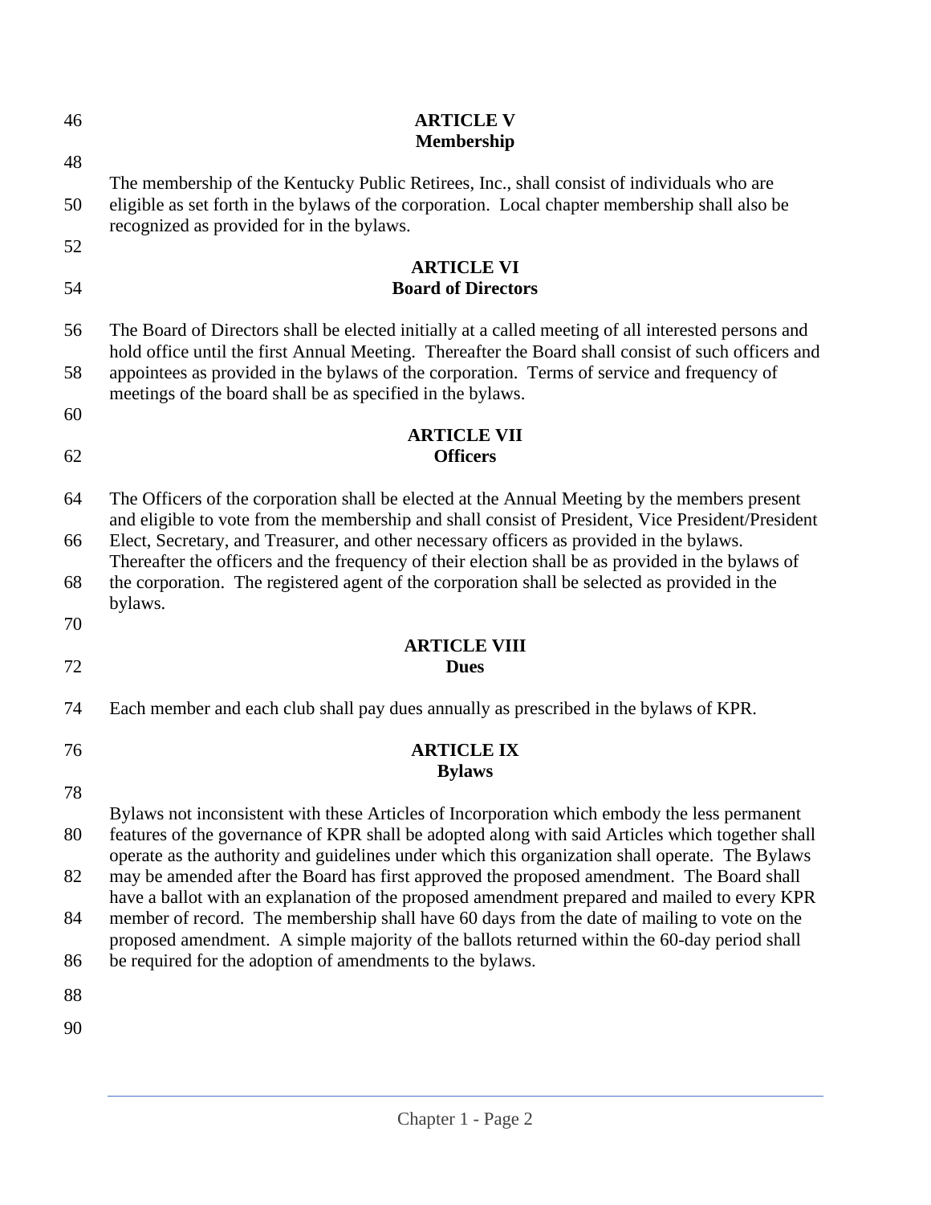## ARTICLE V
## Membership

The membership of the Kentucky Public Retirees, Inc., shall consist of individuals who are eligible as set forth in the bylaws of the corporation. Local chapter membership shall also be recognized as provided for in the bylaws.

## ARTICLE VI
## Board of Directors

The Board of Directors shall be elected initially at a called meeting of all interested persons and hold office until the first Annual Meeting. Thereafter the Board shall consist of such officers and appointees as provided in the bylaws of the corporation. Terms of service and frequency of meetings of the board shall be as specified in the bylaws.

## ARTICLE VII
## Officers

The Officers of the corporation shall be elected at the Annual Meeting by the members present and eligible to vote from the membership and shall consist of President, Vice President/President Elect, Secretary, and Treasurer, and other necessary officers as provided in the bylaws. Thereafter the officers and the frequency of their election shall be as provided in the bylaws of the corporation. The registered agent of the corporation shall be selected as provided in the bylaws.

## ARTICLE VIII
## Dues

Each member and each club shall pay dues annually as prescribed in the bylaws of KPR.

## ARTICLE IX
## Bylaws

Bylaws not inconsistent with these Articles of Incorporation which embody the less permanent features of the governance of KPR shall be adopted along with said Articles which together shall operate as the authority and guidelines under which this organization shall operate. The Bylaws may be amended after the Board has first approved the proposed amendment. The Board shall have a ballot with an explanation of the proposed amendment prepared and mailed to every KPR member of record. The membership shall have 60 days from the date of mailing to vote on the proposed amendment. A simple majority of the ballots returned within the 60-day period shall be required for the adoption of amendments to the bylaws.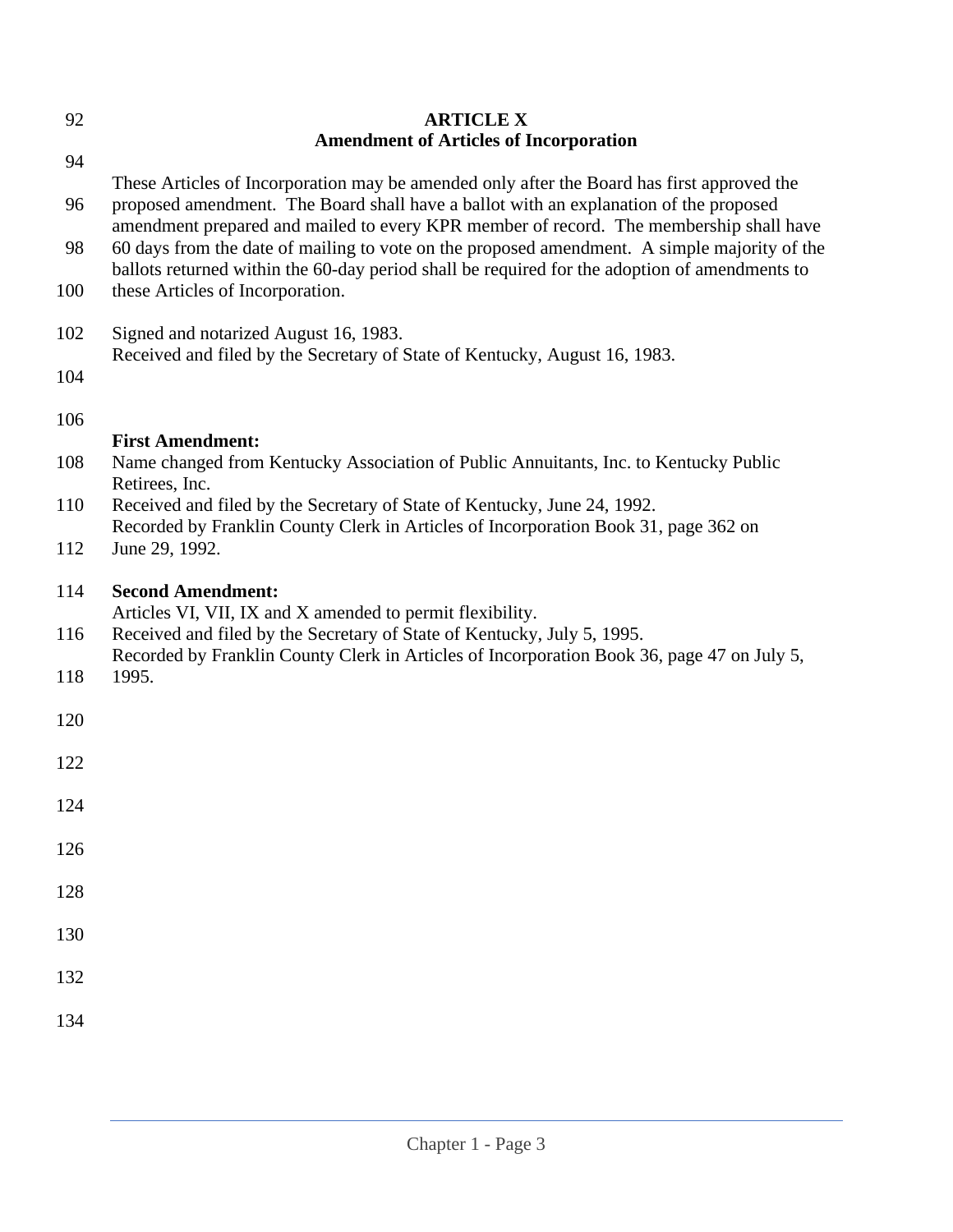## ARTICLE X
## Amendment of Articles of Incorporation

These Articles of Incorporation may be amended only after the Board has first approved the proposed amendment. The Board shall have a ballot with an explanation of the proposed amendment prepared and mailed to every KPR member of record. The membership shall have 60 days from the date of mailing to vote on the proposed amendment. A simple majority of the ballots returned within the 60-day period shall be required for the adoption of amendments to these Articles of Incorporation.

Signed and notarized August 16, 1983.
Received and filed by the Secretary of State of Kentucky, August 16, 1983.

**First Amendment:**
Name changed from Kentucky Association of Public Annuitants, Inc. to Kentucky Public Retirees, Inc.
Received and filed by the Secretary of State of Kentucky, June 24, 1992.
Recorded by Franklin County Clerk in Articles of Incorporation Book 31, page 362 on June 29, 1992.

**Second Amendment:**
Articles VI, VII, IX and X amended to permit flexibility.
Received and filed by the Secretary of State of Kentucky, July 5, 1995.
Recorded by Franklin County Clerk in Articles of Incorporation Book 36, page 47 on July 5, 1995.